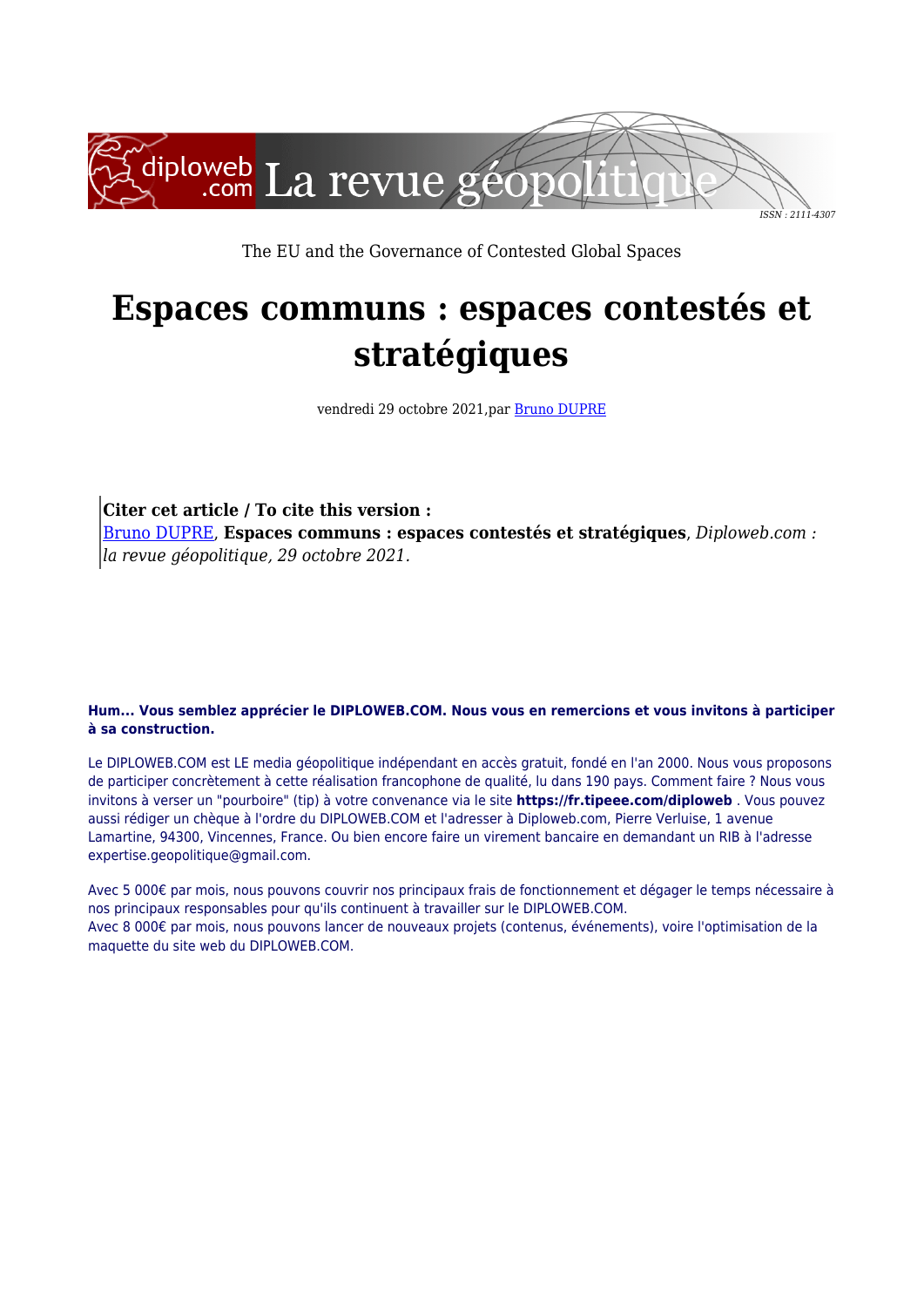The EU and the Governance of Contested Global Spaces

# Espaces communs : espaces contestés et stratégiques

vendredi 29 octobre 2021,par Bruno DUPRE

> **Citer cet article / To cite this version :**
> Bruno DUPRE, **Espaces communs : espaces contestés et stratégiques**, *Diploweb.com : la revue géopolitique, 29 octobre 2021.*

**Hum... Vous semblez apprécier le DIPLOWEB.COM. Nous vous en remercions et vous invitons à participer à sa construction.**

Le DIPLOWEB.COM est LE media géopolitique indépendant en accès gratuit, fondé en l'an 2000. Nous vous proposons de participer concrètement à cette réalisation francophone de qualité, lu dans 190 pays. Comment faire ? Nous vous invitons à verser un "pourboire" (tip) à votre convenance via le site **https://fr.tipeee.com/diploweb** . Vous pouvez aussi rédiger un chèque à l'ordre du DIPLOWEB.COM et l'adresser à Diploweb.com, Pierre Verluise, 1 avenue Lamartine, 94300, Vincennes, France. Ou bien encore faire un virement bancaire en demandant un RIB à l'adresse expertise.geopolitique@gmail.com.

Avec 5 000€ par mois, nous pouvons couvrir nos principaux frais de fonctionnement et dégager le temps nécessaire à nos principaux responsables pour qu'ils continuent à travailler sur le DIPLOWEB.COM.
Avec 8 000€ par mois, nous pouvons lancer de nouveaux projets (contenus, événements), voire l'optimisation de la maquette du site web du DIPLOWEB.COM.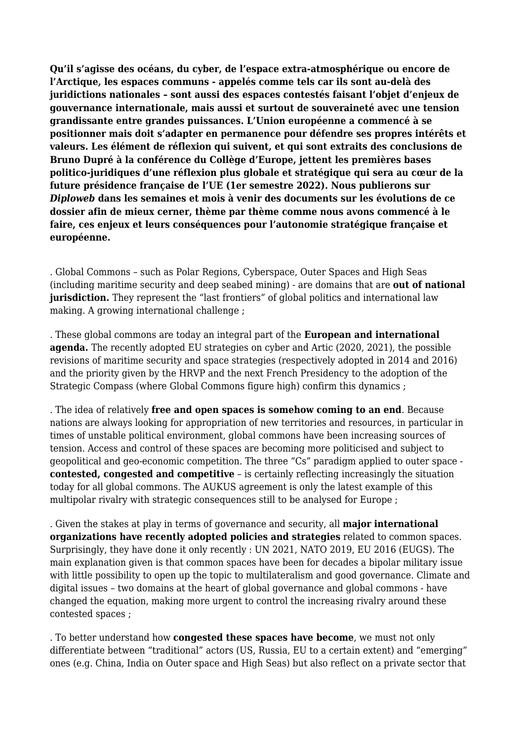**Qu'il s'agisse des océans, du cyber, de l'espace extra-atmosphérique ou encore de l'Arctique, les espaces communs - appelés comme tels car ils sont au-delà des juridictions nationales – sont aussi des espaces contestés faisant l'objet d'enjeux de gouvernance internationale, mais aussi et surtout de souveraineté avec une tension grandissante entre grandes puissances. L'Union européenne a commencé à se positionner mais doit s'adapter en permanence pour défendre ses propres intérêts et valeurs. Les élément de réflexion qui suivent, et qui sont extraits des conclusions de Bruno Dupré à la conférence du Collège d'Europe, jettent les premières bases politico-juridiques d'une réflexion plus globale et stratégique qui sera au cœur de la future présidence française de l'UE (1er semestre 2022). Nous publierons sur *Diploweb* dans les semaines et mois à venir des documents sur les évolutions de ce dossier afin de mieux cerner, thème par thème comme nous avons commencé à le faire, ces enjeux et leurs conséquences pour l'autonomie stratégique française et européenne.**

. Global Commons – such as Polar Regions, Cyberspace, Outer Spaces and High Seas (including maritime security and deep seabed mining) - are domains that are **out of national jurisdiction.** They represent the "last frontiers" of global politics and international law making. A growing international challenge ;

. These global commons are today an integral part of the **European and international agenda.** The recently adopted EU strategies on cyber and Artic (2020, 2021), the possible revisions of maritime security and space strategies (respectively adopted in 2014 and 2016) and the priority given by the HRVP and the next French Presidency to the adoption of the Strategic Compass (where Global Commons figure high) confirm this dynamics ;

. The idea of relatively **free and open spaces is somehow coming to an end**. Because nations are always looking for appropriation of new territories and resources, in particular in times of unstable political environment, global commons have been increasing sources of tension. Access and control of these spaces are becoming more politicised and subject to geopolitical and geo-economic competition. The three "Cs" paradigm applied to outer space - **contested, congested and competitive** – is certainly reflecting increasingly the situation today for all global commons. The AUKUS agreement is only the latest example of this multipolar rivalry with strategic consequences still to be analysed for Europe ;

. Given the stakes at play in terms of governance and security, all **major international organizations have recently adopted policies and strategies** related to common spaces. Surprisingly, they have done it only recently : UN 2021, NATO 2019, EU 2016 (EUGS). The main explanation given is that common spaces have been for decades a bipolar military issue with little possibility to open up the topic to multilateralism and good governance. Climate and digital issues – two domains at the heart of global governance and global commons - have changed the equation, making more urgent to control the increasing rivalry around these contested spaces ;

. To better understand how **congested these spaces have become**, we must not only differentiate between "traditional" actors (US, Russia, EU to a certain extent) and "emerging" ones (e.g. China, India on Outer space and High Seas) but also reflect on a private sector that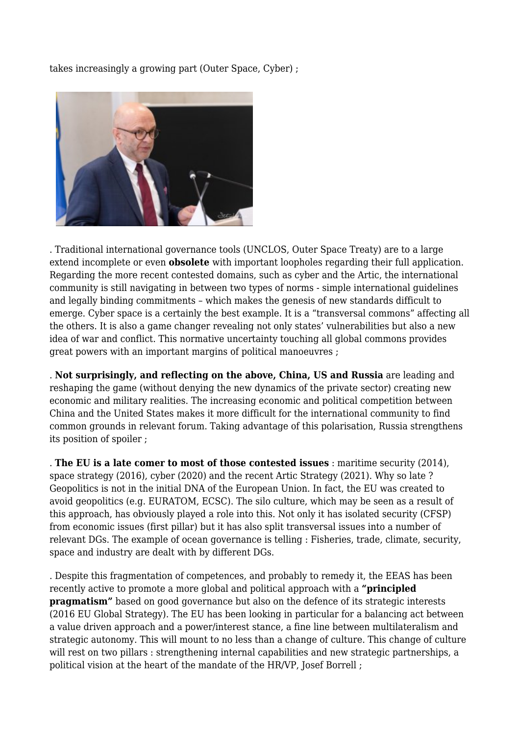takes increasingly a growing part (Outer Space, Cyber) ;

. Traditional international governance tools (UNCLOS, Outer Space Treaty) are to a large extend incomplete or even **obsolete** with important loopholes regarding their full application. Regarding the more recent contested domains, such as cyber and the Artic, the international community is still navigating in between two types of norms - simple international guidelines and legally binding commitments – which makes the genesis of new standards difficult to emerge. Cyber space is a certainly the best example. It is a "transversal commons" affecting all the others. It is also a game changer revealing not only states' vulnerabilities but also a new idea of war and conflict. This normative uncertainty touching all global commons provides great powers with an important margins of political manoeuvres ;

. **Not surprisingly, and reflecting on the above, China, US and Russia** are leading and reshaping the game (without denying the new dynamics of the private sector) creating new economic and military realities. The increasing economic and political competition between China and the United States makes it more difficult for the international community to find common grounds in relevant forum. Taking advantage of this polarisation, Russia strengthens its position of spoiler ;

. **The EU is a late comer to most of those contested issues** : maritime security (2014), space strategy (2016), cyber (2020) and the recent Artic Strategy (2021). Why so late ? Geopolitics is not in the initial DNA of the European Union. In fact, the EU was created to avoid geopolitics (e.g. EURATOM, ECSC). The silo culture, which may be seen as a result of this approach, has obviously played a role into this. Not only it has isolated security (CFSP) from economic issues (first pillar) but it has also split transversal issues into a number of relevant DGs. The example of ocean governance is telling : Fisheries, trade, climate, security, space and industry are dealt with by different DGs.

. Despite this fragmentation of competences, and probably to remedy it, the EEAS has been recently active to promote a more global and political approach with a **"principled pragmatism"** based on good governance but also on the defence of its strategic interests (2016 EU Global Strategy). The EU has been looking in particular for a balancing act between a value driven approach and a power/interest stance, a fine line between multilateralism and strategic autonomy. This will mount to no less than a change of culture. This change of culture will rest on two pillars : strengthening internal capabilities and new strategic partnerships, a political vision at the heart of the mandate of the HR/VP, Josef Borrell ;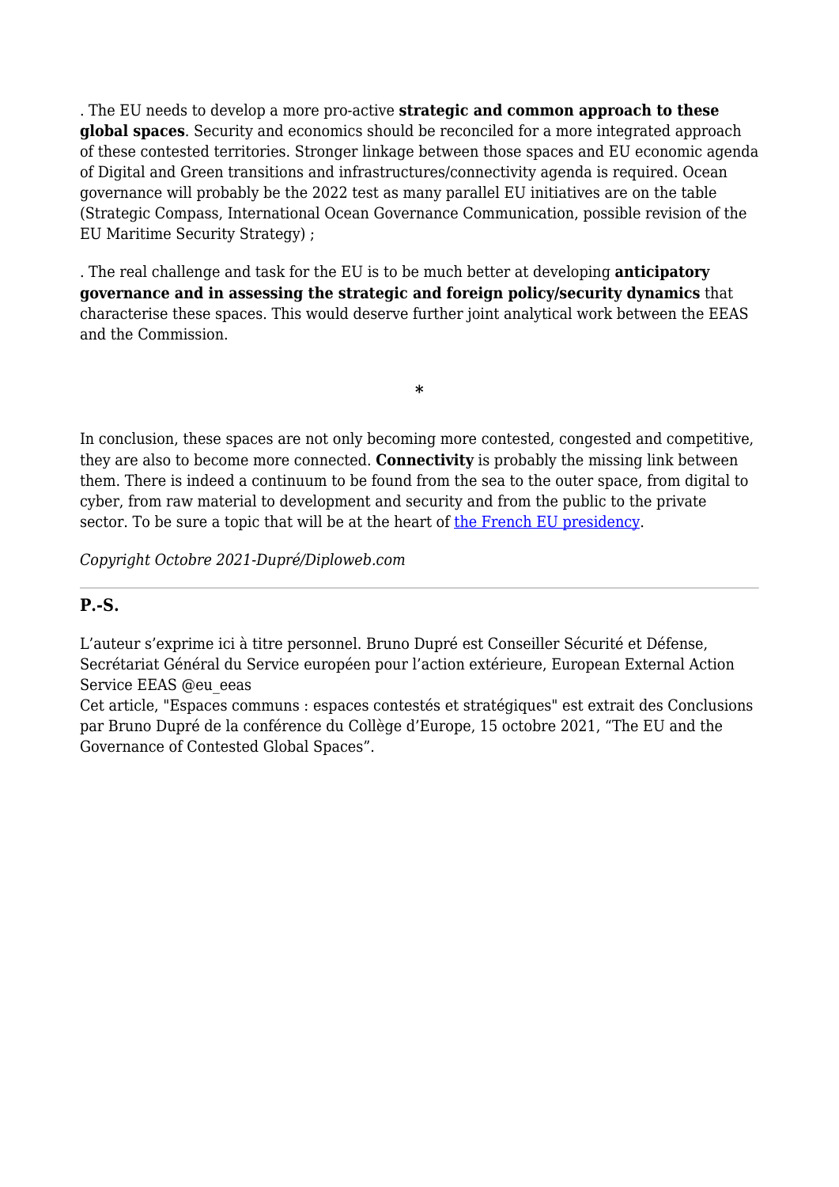. The EU needs to develop a more pro-active **strategic and common approach to these global spaces**. Security and economics should be reconciled for a more integrated approach of these contested territories. Stronger linkage between those spaces and EU economic agenda of Digital and Green transitions and infrastructures/connectivity agenda is required. Ocean governance will probably be the 2022 test as many parallel EU initiatives are on the table (Strategic Compass, International Ocean Governance Communication, possible revision of the EU Maritime Security Strategy) ;

. The real challenge and task for the EU is to be much better at developing **anticipatory governance and in assessing the strategic and foreign policy/security dynamics** that characterise these spaces. This would deserve further joint analytical work between the EEAS and the Commission.

*

In conclusion, these spaces are not only becoming more contested, congested and competitive, they are also to become more connected. **Connectivity** is probably the missing link between them. There is indeed a continuum to be found from the sea to the outer space, from digital to cyber, from raw material to development and security and from the public to the private sector. To be sure a topic that will be at the heart of [the French EU presidency].

*Copyright Octobre 2021-Dupré/Diploweb.com*

---

## P.-S.

L'auteur s'exprime ici à titre personnel. Bruno Dupré est Conseiller Sécurité et Défense, Secrétariat Général du Service européen pour l'action extérieure, European External Action Service EEAS @eu_eeas
Cet article, "Espaces communs : espaces contestés et stratégiques" est extrait des Conclusions par Bruno Dupré de la conférence du Collège d'Europe, 15 octobre 2021, "The EU and the Governance of Contested Global Spaces".